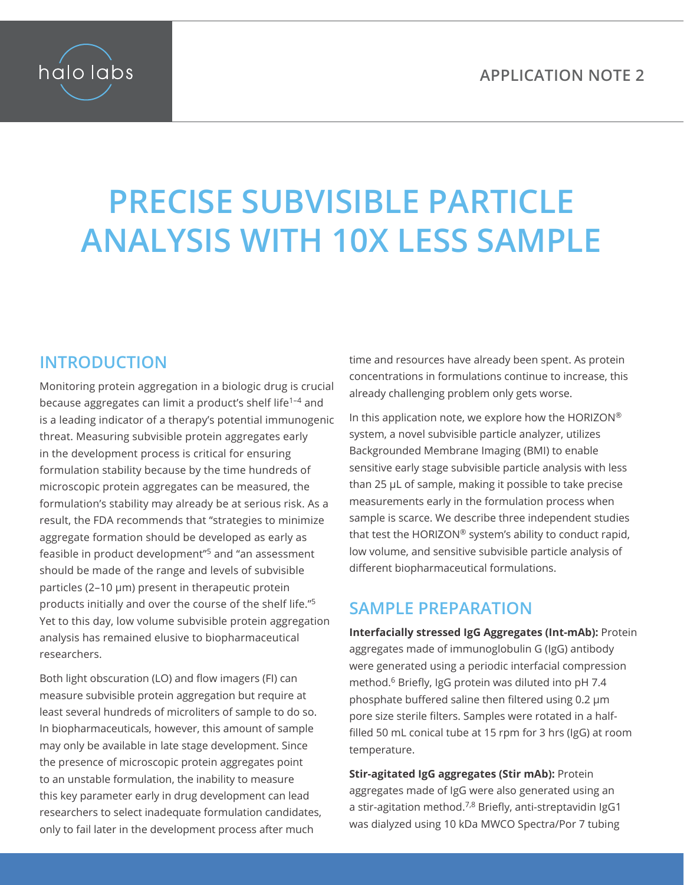# PRECISE SUBVISIBLE PARTICLE ANALYSIS WITH 10X LESS SAMPLE

## INTRODUCTION

Monitoring protein aggregation in a biologic drug is crucial because aggregates can limit a product's shelf life[1–4] and is a leading indicator of a therapy's potential immunogenic threat. Measuring subvisible protein aggregates early in the development process is critical for ensuring formulation stability because by the time hundreds of microscopic protein aggregates can be measured, the formulation's stability may already be at serious risk. As a result, the FDA recommends that "strategies to minimize aggregate formation should be developed as early as feasible in product development"[5] and "an assessment should be made of the range and levels of subvisible particles (2–10 μm) present in therapeutic protein products initially and over the course of the shelf life."[5] Yet to this day, low volume subvisible protein aggregation analysis has remained elusive to biopharmaceutical researchers.

Both light obscuration (LO) and flow imagers (FI) can measure subvisible protein aggregation but require at least several hundreds of microliters of sample to do so. In biopharmaceuticals, however, this amount of sample may only be available in late stage development. Since the presence of microscopic protein aggregates point to an unstable formulation, the inability to measure this key parameter early in drug development can lead researchers to select inadequate formulation candidates, only to fail later in the development process after much time and resources have already been spent. As protein concentrations in formulations continue to increase, this already challenging problem only gets worse.

In this application note, we explore how the HORIZON® system, a novel subvisible particle analyzer, utilizes Backgrounded Membrane Imaging (BMI) to enable sensitive early stage subvisible particle analysis with less than 25 μL of sample, making it possible to take precise measurements early in the formulation process when sample is scarce. We describe three independent studies that test the HORIZON® system's ability to conduct rapid, low volume, and sensitive subvisible particle analysis of different biopharmaceutical formulations.

## SAMPLE PREPARATION

**Interfacially stressed IgG Aggregates (Int-mAb):** Protein aggregates made of immunoglobulin G (IgG) antibody were generated using a periodic interfacial compression method.[6] Briefly, IgG protein was diluted into pH 7.4 phosphate buffered saline then filtered using 0.2 μm pore size sterile filters. Samples were rotated in a half-filled 50 mL conical tube at 15 rpm for 3 hrs (IgG) at room temperature.

**Stir-agitated IgG aggregates (Stir mAb):** Protein aggregates made of IgG were also generated using an a stir-agitation method.[7,8] Briefly, anti-streptavidin IgG1 was dialyzed using 10 kDa MWCO Spectra/Por 7 tubing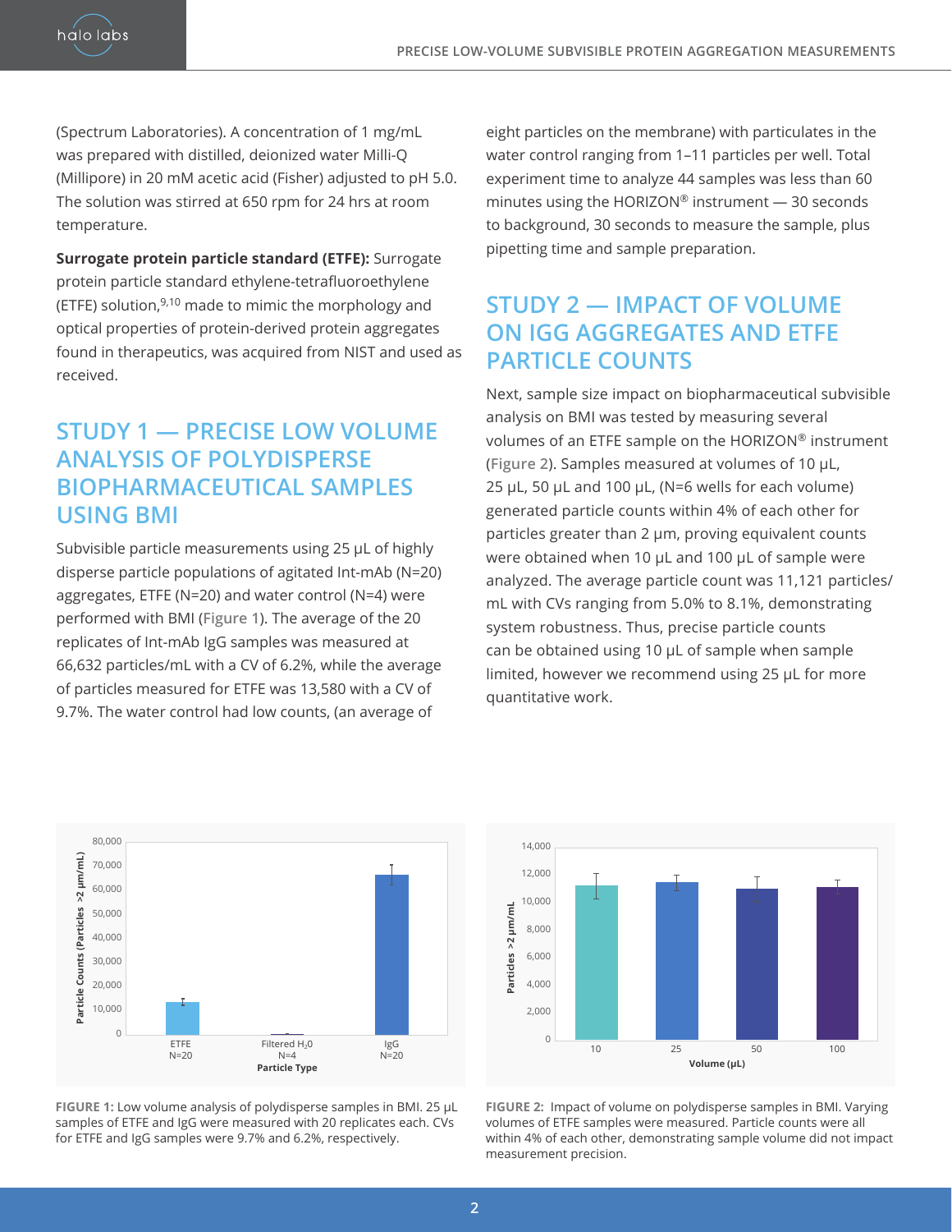(Spectrum Laboratories). A concentration of 1 mg/mL was prepared with distilled, deionized water Milli-Q (Millipore) in 20 mM acetic acid (Fisher) adjusted to pH 5.0. The solution was stirred at 650 rpm for 24 hrs at room temperature.

**Surrogate protein particle standard (ETFE):** Surrogate protein particle standard ethylene-tetrafluoroethylene (ETFE) solution,[9,10] made to mimic the morphology and optical properties of protein-derived protein aggregates found in therapeutics, was acquired from NIST and used as received.

## STUDY 1 — PRECISE LOW VOLUME ANALYSIS OF POLYDISPERSE BIOPHARMACEUTICAL SAMPLES USING BMI

Subvisible particle measurements using 25 μL of highly disperse particle populations of agitated Int-mAb (N=20) aggregates, ETFE (N=20) and water control (N=4) were performed with BMI (Figure 1). The average of the 20 replicates of Int-mAb IgG samples was measured at 66,632 particles/mL with a CV of 6.2%, while the average of particles measured for ETFE was 13,580 with a CV of 9.7%. The water control had low counts, (an average of eight particles on the membrane) with particulates in the water control ranging from 1–11 particles per well. Total experiment time to analyze 44 samples was less than 60 minutes using the HORIZON® instrument — 30 seconds to background, 30 seconds to measure the sample, plus pipetting time and sample preparation.

## STUDY 2 — IMPACT OF VOLUME ON IGG AGGREGATES AND ETFE PARTICLE COUNTS

Next, sample size impact on biopharmaceutical subvisible analysis on BMI was tested by measuring several volumes of an ETFE sample on the HORIZON® instrument (Figure 2). Samples measured at volumes of 10 μL, 25 μL, 50 μL and 100 μL, (N=6 wells for each volume) generated particle counts within 4% of each other for particles greater than 2 μm, proving equivalent counts were obtained when 10 μL and 100 μL of sample were analyzed. The average particle count was 11,121 particles/mL with CVs ranging from 5.0% to 8.1%, demonstrating system robustness. Thus, precise particle counts can be obtained using 10 μL of sample when sample limited, however we recommend using 25 μL for more quantitative work.

**FIGURE 1:** Low volume analysis of polydisperse samples in BMI. 25 μL samples of ETFE and IgG were measured with 20 replicates each. CVs for ETFE and IgG samples were 9.7% and 6.2%, respectively.

**FIGURE 2:** Impact of volume on polydisperse samples in BMI. Varying volumes of ETFE samples were measured. Particle counts were all within 4% of each other, demonstrating sample volume did not impact measurement precision.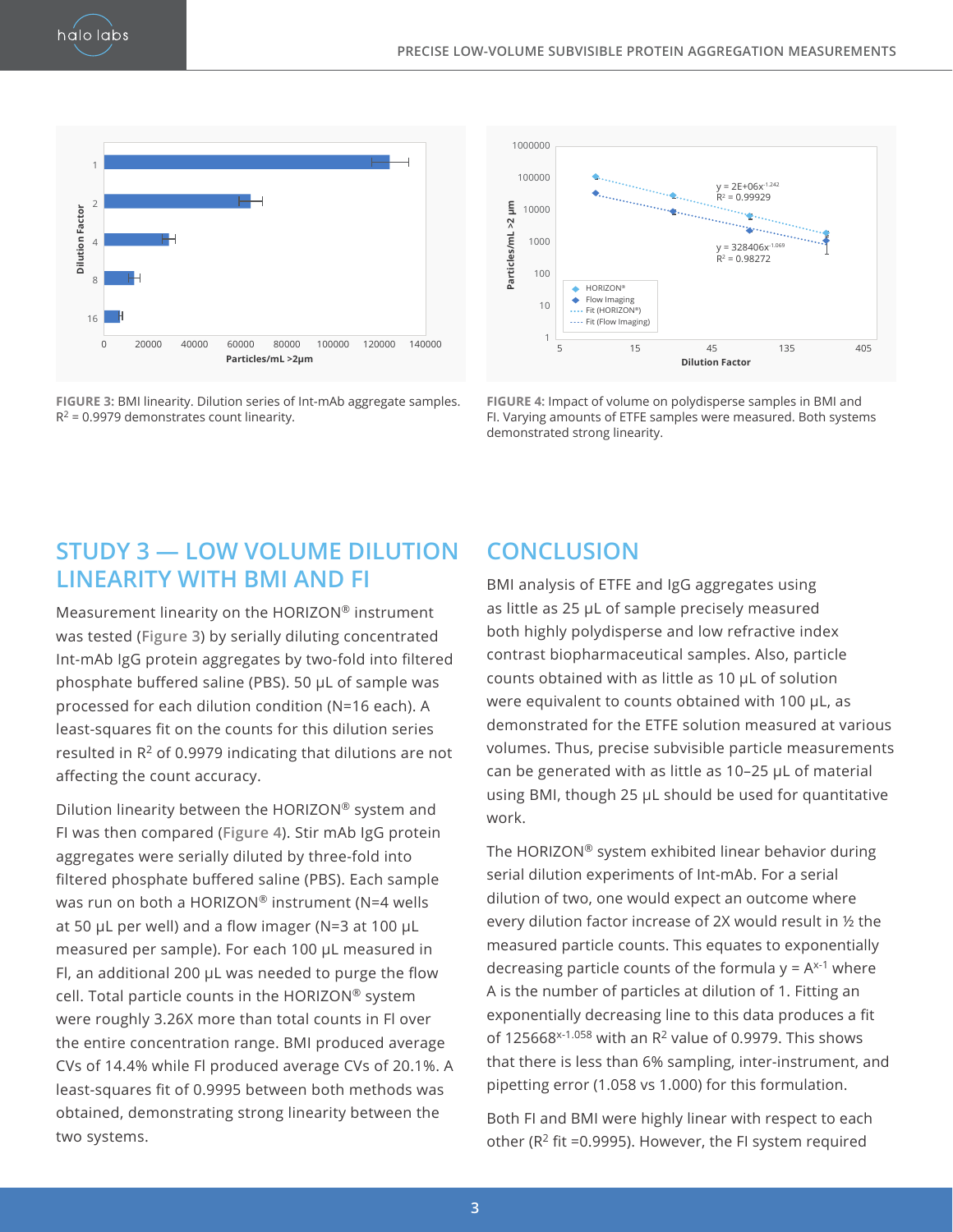FIGURE 3: BMI linearity. Dilution series of Int-mAb aggregate samples. $R^2$ = 0.9979 demonstrates count linearity.

FIGURE 4: Impact of volume on polydisperse samples in BMI and FI. Varying amounts of ETFE samples were measured. Both systems demonstrated strong linearity.

## STUDY 3 — LOW VOLUME DILUTION LINEARITY WITH BMI AND FI

Measurement linearity on the HORIZON® instrument was tested (Figure 3) by serially diluting concentrated Int-mAb IgG protein aggregates by two-fold into filtered phosphate buffered saline (PBS). 50 µL of sample was processed for each dilution condition (N=16 each). A least-squares fit on the counts for this dilution series resulted in $R^2$ of 0.9979 indicating that dilutions are not affecting the count accuracy.

Dilution linearity between the HORIZON® system and FI was then compared (Figure 4). Stir mAb IgG protein aggregates were serially diluted by three-fold into filtered phosphate buffered saline (PBS). Each sample was run on both a HORIZON® instrument (N=4 wells at 50 µL per well) and a flow imager (N=3 at 100 µL measured per sample). For each 100 µL measured in FI, an additional 200 µL was needed to purge the flow cell. Total particle counts in the HORIZON® system were roughly 3.26X more than total counts in FI over the entire concentration range. BMI produced average CVs of 14.4% while FI produced average CVs of 20.1%. A least-squares fit of 0.9995 between both methods was obtained, demonstrating strong linearity between the two systems.

## CONCLUSION

BMI analysis of ETFE and IgG aggregates using as little as 25 µL of sample precisely measured both highly polydisperse and low refractive index contrast biopharmaceutical samples. Also, particle counts obtained with as little as 10 µL of solution were equivalent to counts obtained with 100 µL, as demonstrated for the ETFE solution measured at various volumes. Thus, precise subvisible particle measurements can be generated with as little as 10–25 µL of material using BMI, though 25 µL should be used for quantitative work.

The HORIZON® system exhibited linear behavior during serial dilution experiments of Int-mAb. For a serial dilution of two, one would expect an outcome where every dilution factor increase of 2X would result in ½ the measured particle counts. This equates to exponentially decreasing particle counts of the formula $y = A^{x-1}$ where A is the number of particles at dilution of 1. Fitting an exponentially decreasing line to this data produces a fit of $125668^{x-1.058}$ with an $R^2$ value of 0.9979. This shows that there is less than 6% sampling, inter-instrument, and pipetting error (1.058 vs 1.000) for this formulation.

Both FI and BMI were highly linear with respect to each other ($R^2$ fit =0.9995). However, the FI system required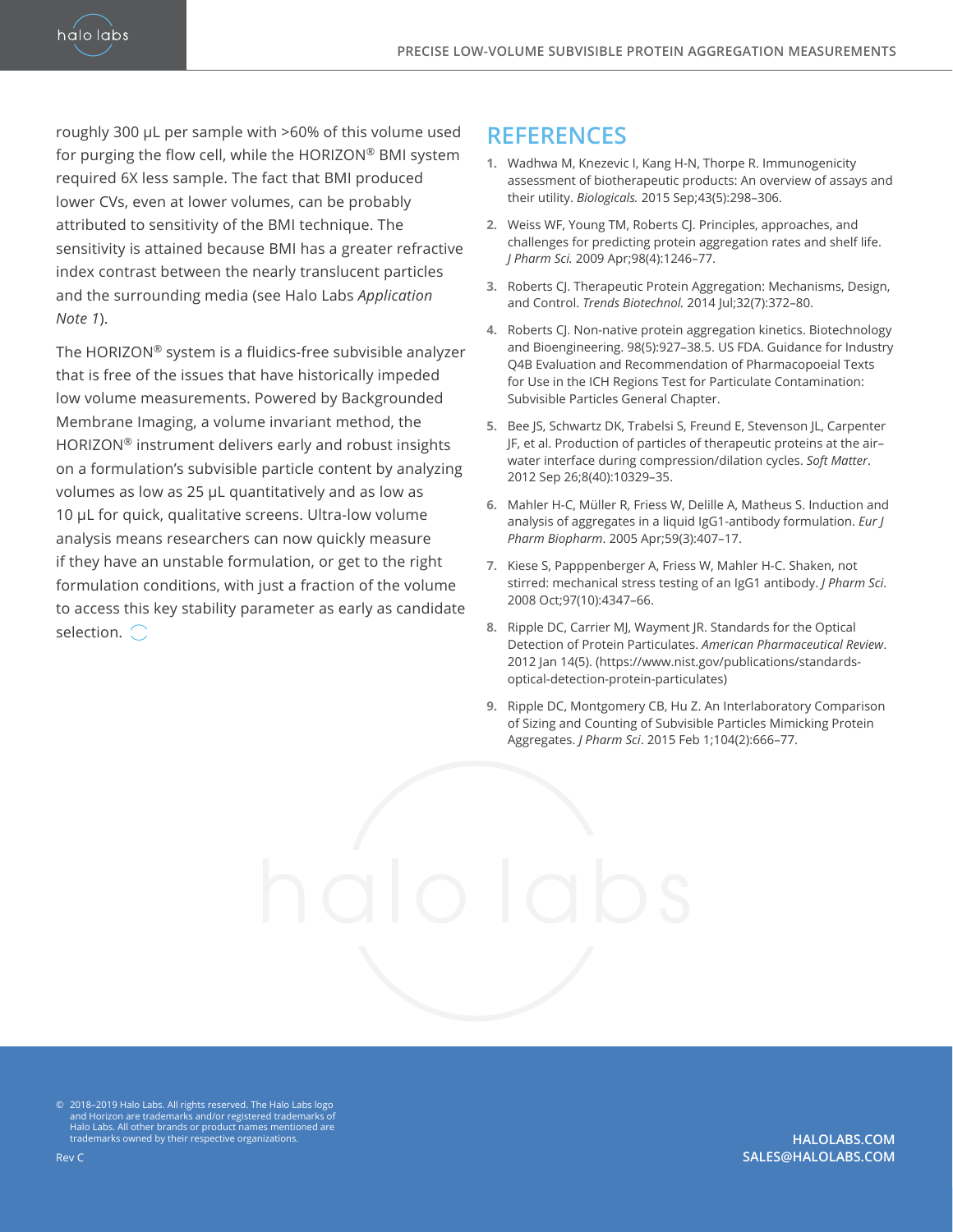roughly 300 µL per sample with >60% of this volume used for purging the flow cell, while the HORIZON® BMI system required 6X less sample. The fact that BMI produced lower CVs, even at lower volumes, can be probably attributed to sensitivity of the BMI technique. The sensitivity is attained because BMI has a greater refractive index contrast between the nearly translucent particles and the surrounding media (see Halo Labs *Application Note 1*).

The HORIZON® system is a fluidics-free subvisible analyzer that is free of the issues that have historically impeded low volume measurements. Powered by Backgrounded Membrane Imaging, a volume invariant method, the HORIZON® instrument delivers early and robust insights on a formulation's subvisible particle content by analyzing volumes as low as 25 µL quantitatively and as low as 10 µL for quick, qualitative screens. Ultra-low volume analysis means researchers can now quickly measure if they have an unstable formulation, or get to the right formulation conditions, with just a fraction of the volume to access this key stability parameter as early as candidate selection.

## REFERENCES

1. Wadhwa M, Knezevic I, Kang H-N, Thorpe R. Immunogenicity assessment of biotherapeutic products: An overview of assays and their utility. *Biologicals.* 2015 Sep;43(5):298–306.
2. Weiss WF, Young TM, Roberts CJ. Principles, approaches, and challenges for predicting protein aggregation rates and shelf life. *J Pharm Sci.* 2009 Apr;98(4):1246–77.
3. Roberts CJ. Therapeutic Protein Aggregation: Mechanisms, Design, and Control. *Trends Biotechnol.* 2014 Jul;32(7):372–80.
4. Roberts CJ. Non-native protein aggregation kinetics. Biotechnology and Bioengineering. 98(5):927–38.5. US FDA. Guidance for Industry Q4B Evaluation and Recommendation of Pharmacopoeial Texts for Use in the ICH Regions Test for Particulate Contamination: Subvisible Particles General Chapter.
5. Bee JS, Schwartz DK, Trabelsi S, Freund E, Stevenson JL, Carpenter JF, et al. Production of particles of therapeutic proteins at the air–water interface during compression/dilation cycles. *Soft Matter*. 2012 Sep 26;8(40):10329–35.
6. Mahler H-C, Müller R, Friess W, Delille A, Matheus S. Induction and analysis of aggregates in a liquid IgG1-antibody formulation. *Eur J Pharm Biopharm*. 2005 Apr;59(3):407–17.
7. Kiese S, Papppenberger A, Friess W, Mahler H-C. Shaken, not stirred: mechanical stress testing of an IgG1 antibody. *J Pharm Sci*. 2008 Oct;97(10):4347–66.
8. Ripple DC, Carrier MJ, Wayment JR. Standards for the Optical Detection of Protein Particulates. *American Pharmaceutical Review*. 2012 Jan 14(5). (https://www.nist.gov/publications/standards-optical-detection-protein-particulates)
9. Ripple DC, Montgomery CB, Hu Z. An Interlaboratory Comparison of Sizing and Counting of Subvisible Particles Mimicking Protein Aggregates. *J Pharm Sci*. 2015 Feb 1;104(2):666–77.

© 2018–2019 Halo Labs. All rights reserved. The Halo Labs logo and Horizon are trademarks and/or registered trademarks of Halo Labs. All other brands or product names mentioned are trademarks owned by their respective organizations.

Rev C

HALOLABS.COM
SALES@HALOLABS.COM